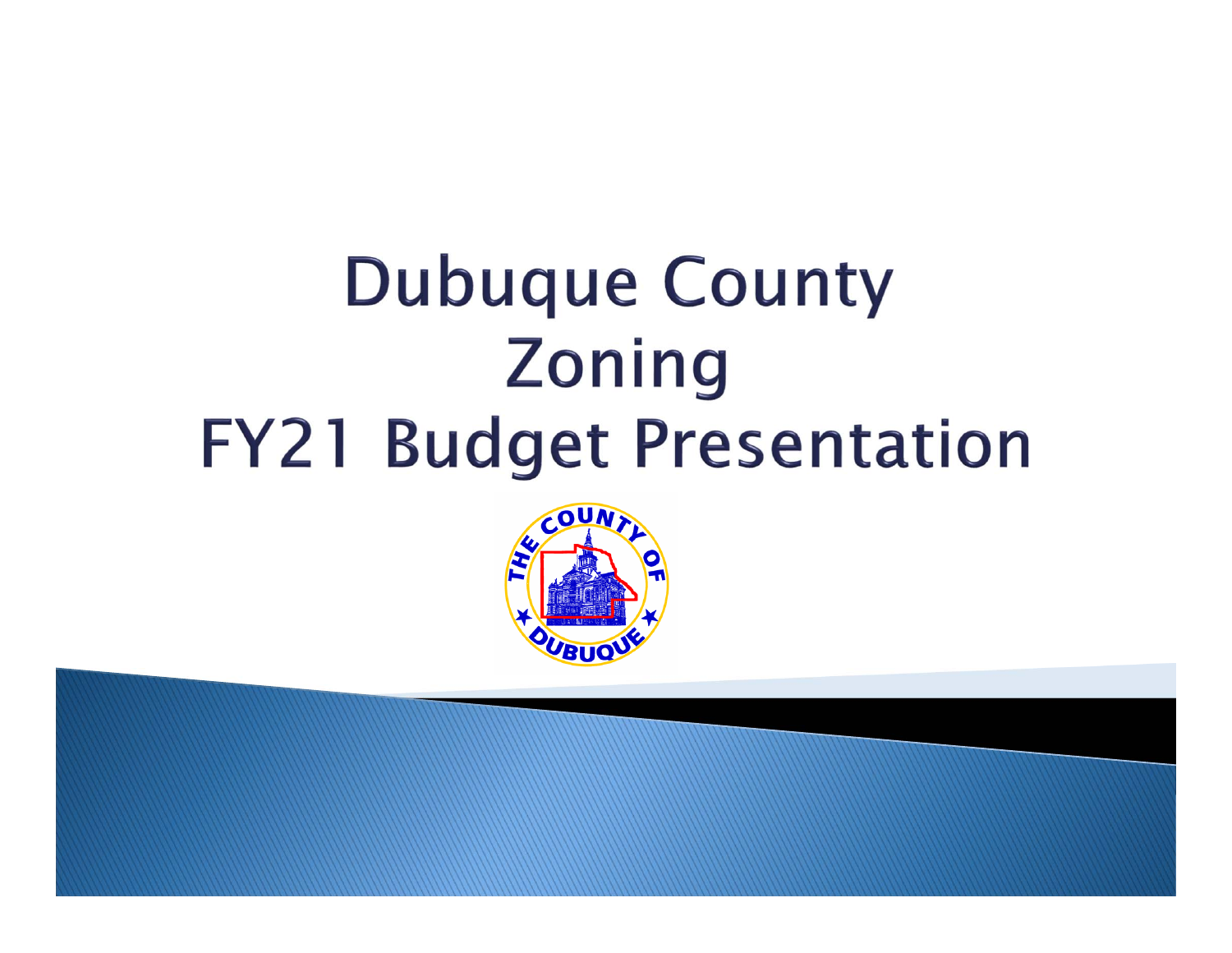# Dubuque County Zoning FY21 Budget Presentation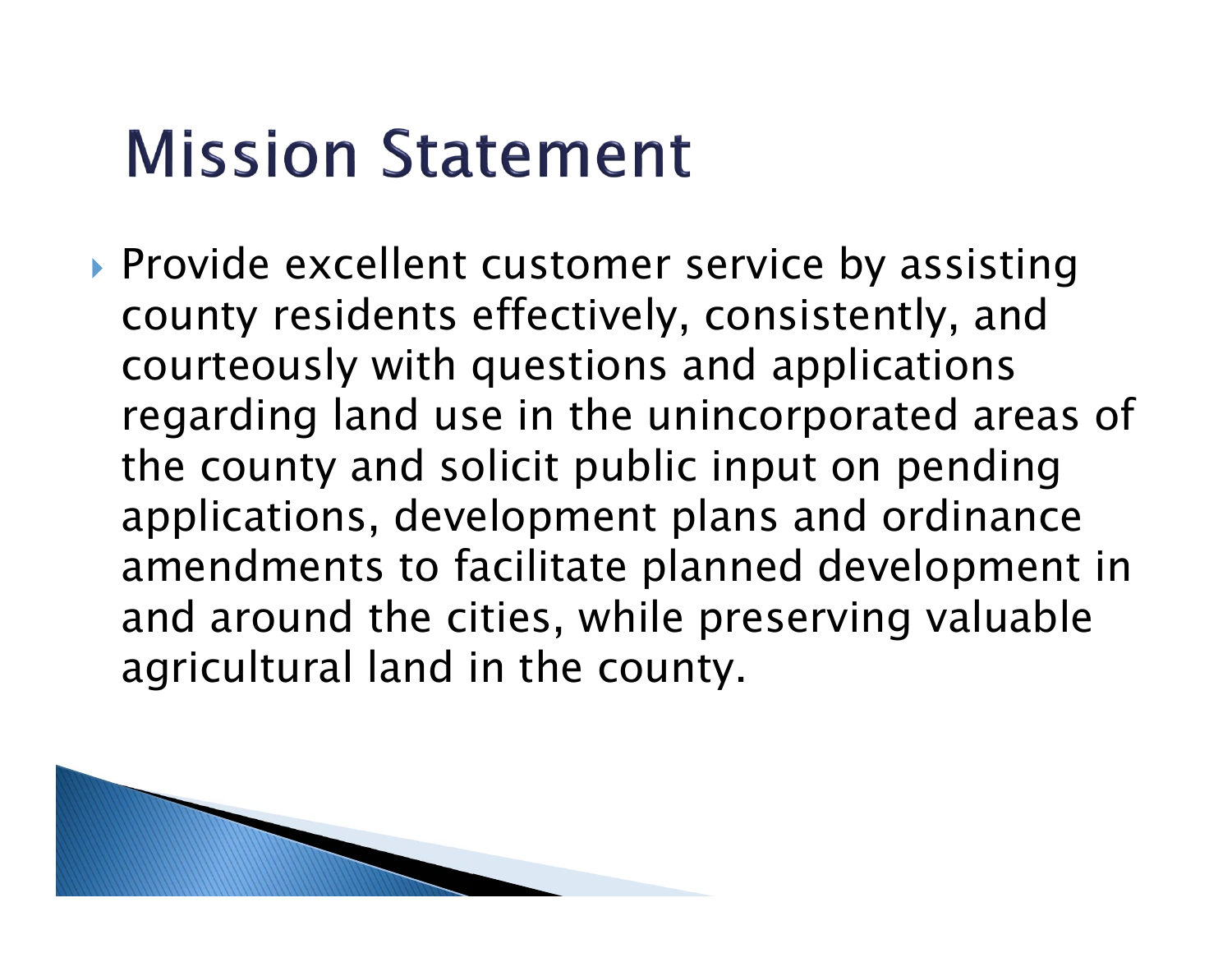# Mission Statement

- Provide excellent customer service by assisting county residents effectively, consistently, and courteously with questions and applications regarding land use in the unincorporated areas of the county and solicit public input on pending applications, development plans and ordinance amendments to facilitate planned development in and around the cities, while preserving valuable agricultural land in the county.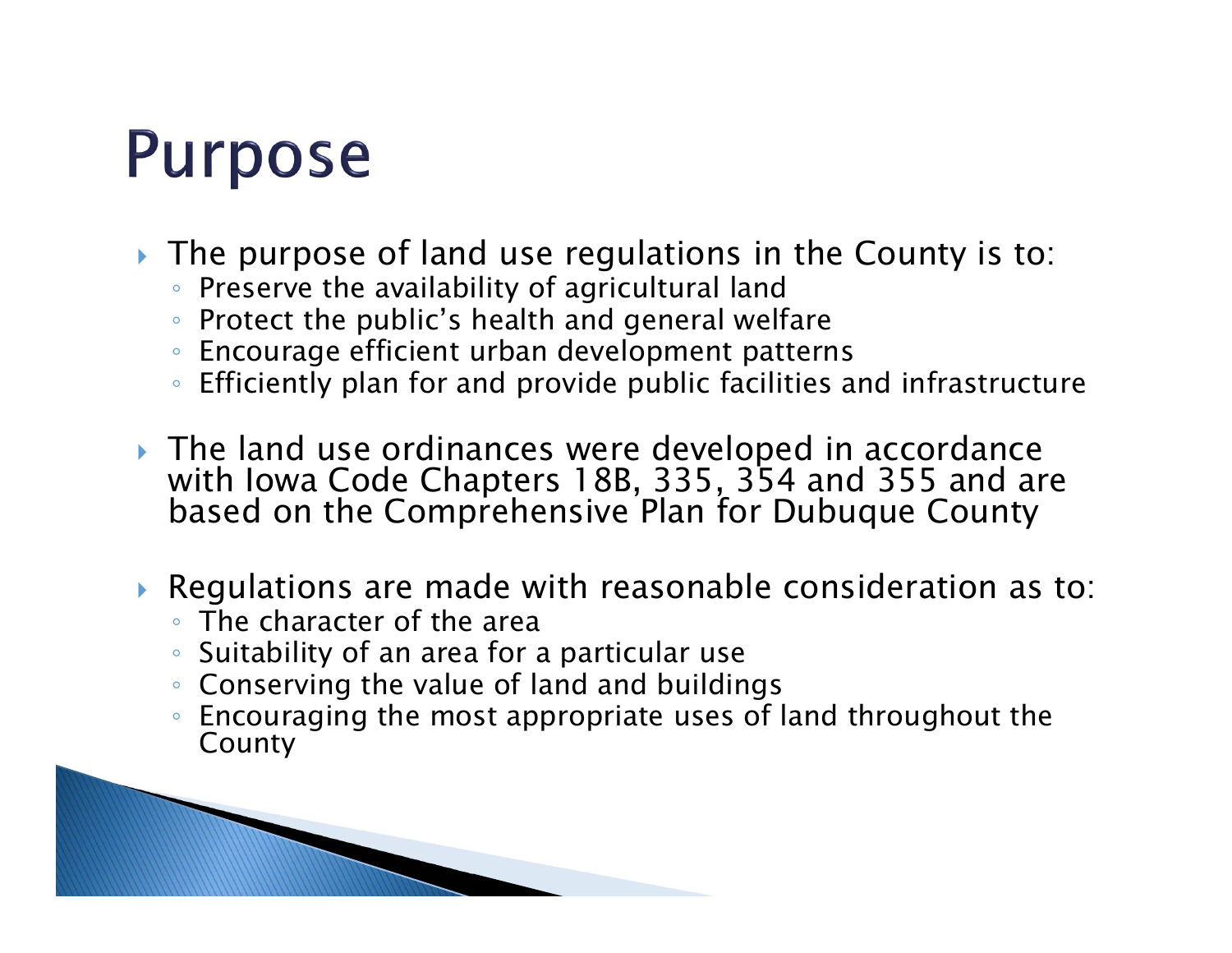# Purpose

- The purpose of land use regulations in the County is to:
  - Preserve the availability of agricultural land
  - Protect the public's health and general welfare
  - Encourage efficient urban development patterns
  - Efficiently plan for and provide public facilities and infrastructure
- The land use ordinances were developed in accordance with Iowa Code Chapters 18B, 335, 354 and 355 and are based on the Comprehensive Plan for Dubuque County
- Regulations are made with reasonable consideration as to:
  - The character of the area
  - Suitability of an area for a particular use
  - Conserving the value of land and buildings
  - Encouraging the most appropriate uses of land throughout the County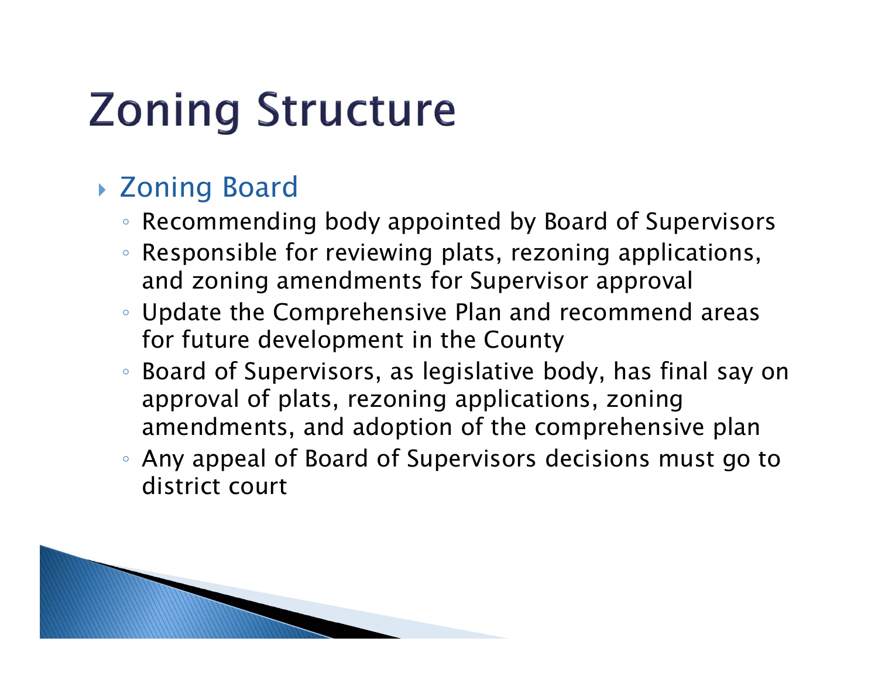# Zoning Structure

- Zoning Board
  - Recommending body appointed by Board of Supervisors
  - Responsible for reviewing plats, rezoning applications, and zoning amendments for Supervisor approval
  - Update the Comprehensive Plan and recommend areas for future development in the County
  - Board of Supervisors, as legislative body, has final say on approval of plats, rezoning applications, zoning amendments, and adoption of the comprehensive plan
  - Any appeal of Board of Supervisors decisions must go to district court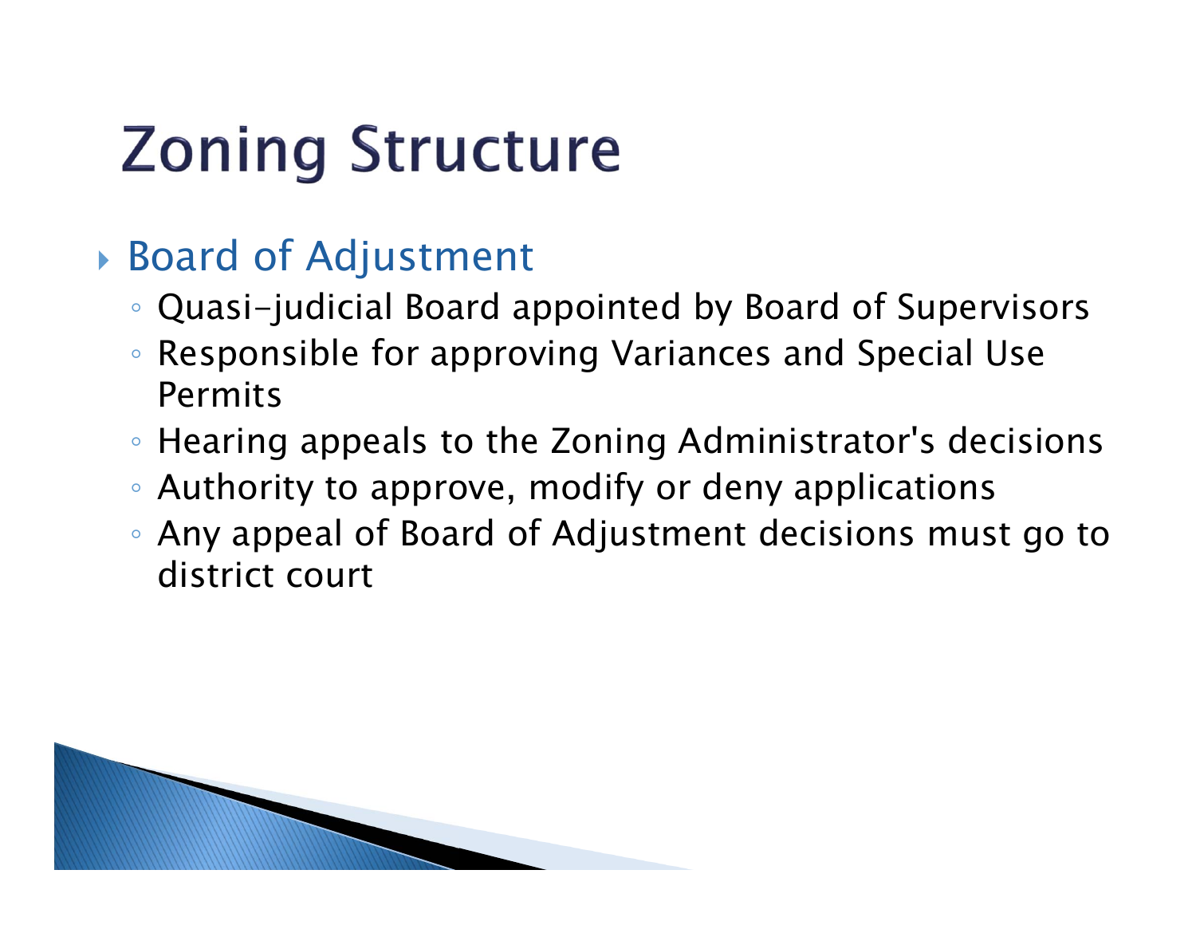# Zoning Structure

- Board of Adjustment
  - Quasi-judicial Board appointed by Board of Supervisors
  - Responsible for approving Variances and Special Use Permits
  - Hearing appeals to the Zoning Administrator's decisions
  - Authority to approve, modify or deny applications
  - Any appeal of Board of Adjustment decisions must go to district court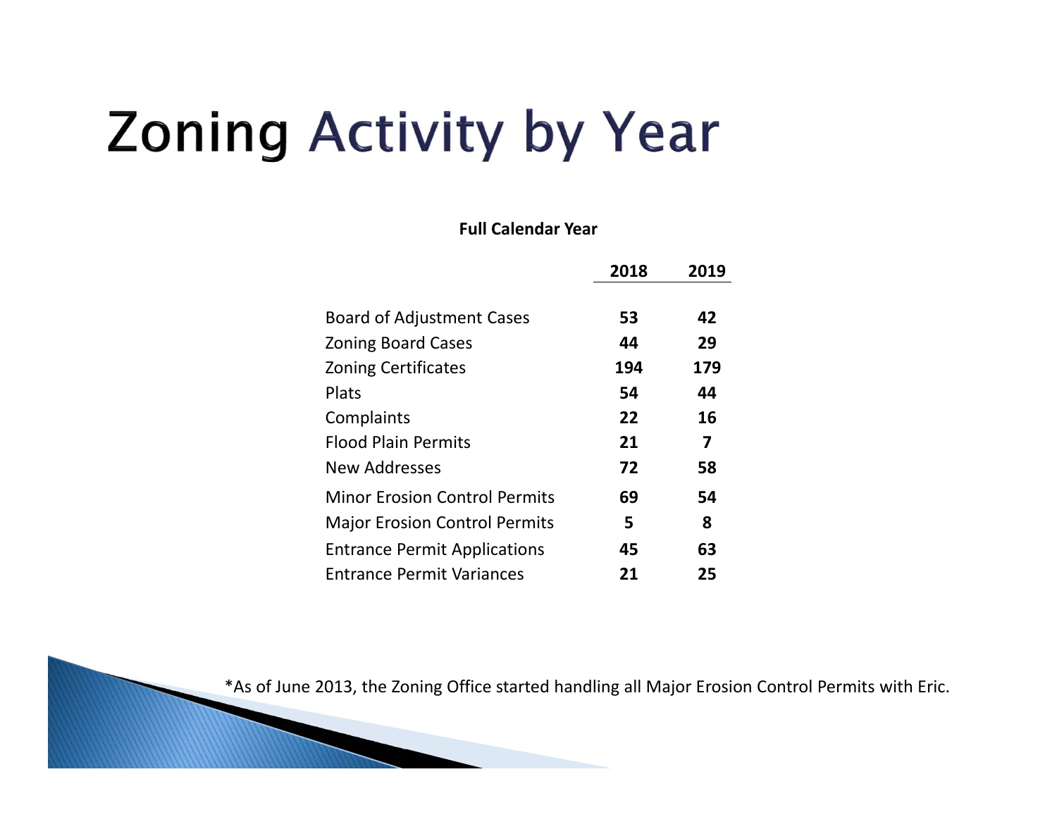# Zoning Activity by Year

**Full Calendar Year**

| | 2018 | 2019 |
|---|---|---|
| Board of Adjustment Cases | **53** | **42** |
| Zoning Board Cases | **44** | **29** |
| Zoning Certificates | **194** | **179** |
| Plats | **54** | **44** |
| Complaints | **22** | **16** |
| Flood Plain Permits | **21** | **7** |
| New Addresses | **72** | **58** |
| Minor Erosion Control Permits | **69** | **54** |
| Major Erosion Control Permits | **5** | **8** |
| Entrance Permit Applications | **45** | **63** |
| Entrance Permit Variances | **21** | **25** |

*As of June 2013, the Zoning Office started handling all Major Erosion Control Permits with Eric.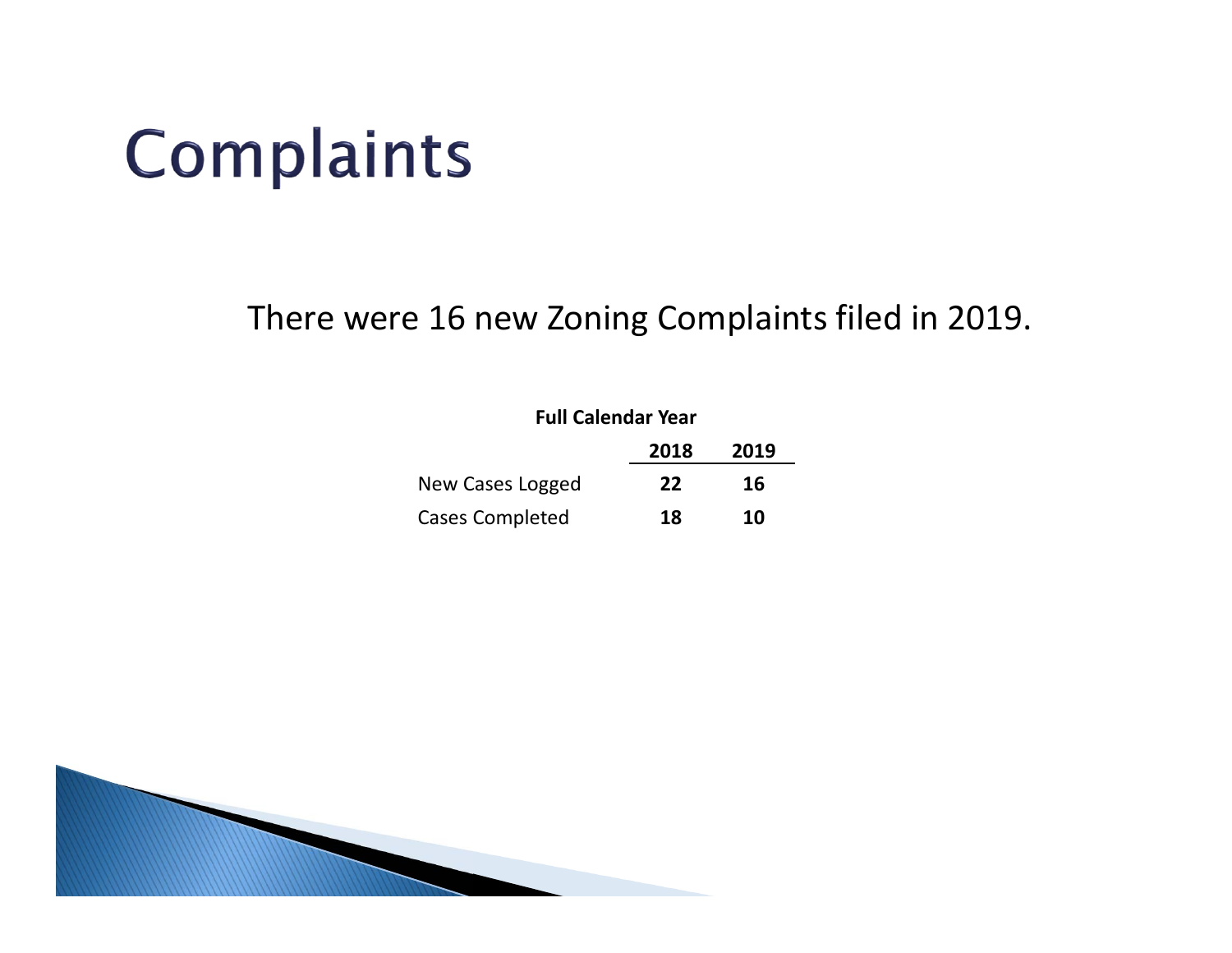# Complaints

There were 16 new Zoning Complaints filed in 2019.

**Full Calendar Year**

| | **2018** | **2019** |
|---|---|---|
| New Cases Logged | **22** | **16** |
| Cases Completed | **18** | **10** |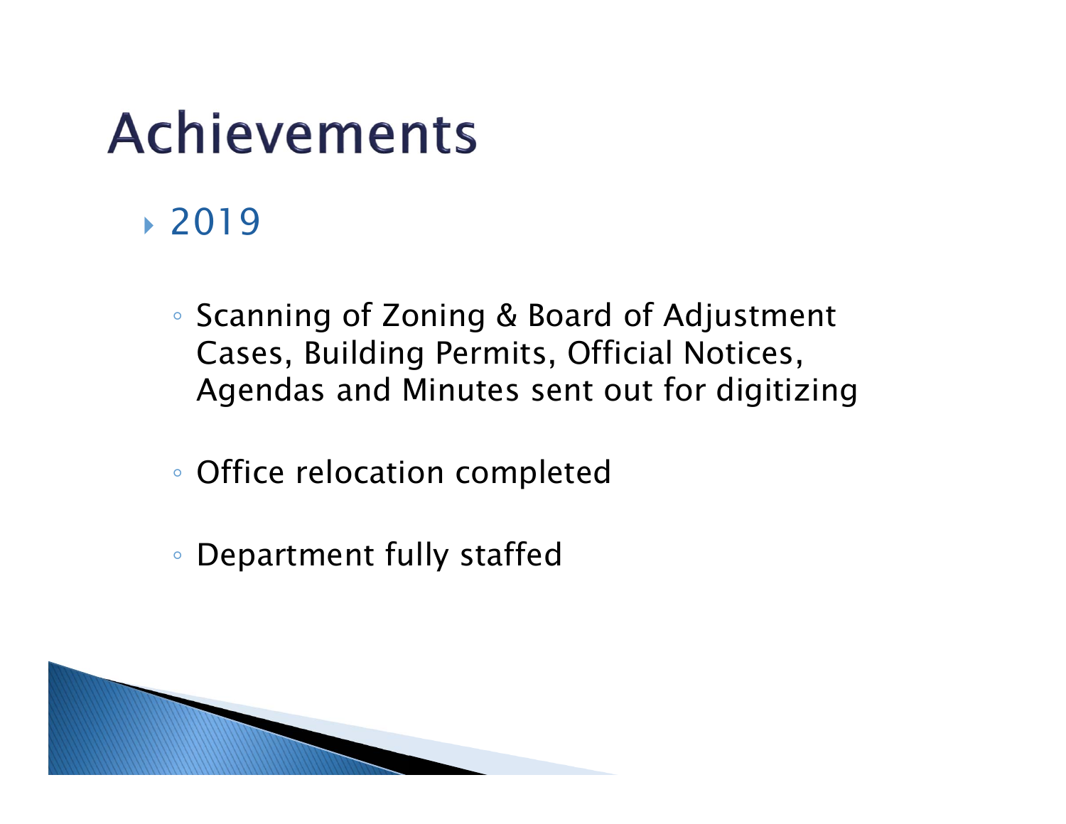# Achievements

- 2019

  - Scanning of Zoning & Board of Adjustment Cases, Building Permits, Official Notices, Agendas and Minutes sent out for digitizing

  - Office relocation completed

  - Department fully staffed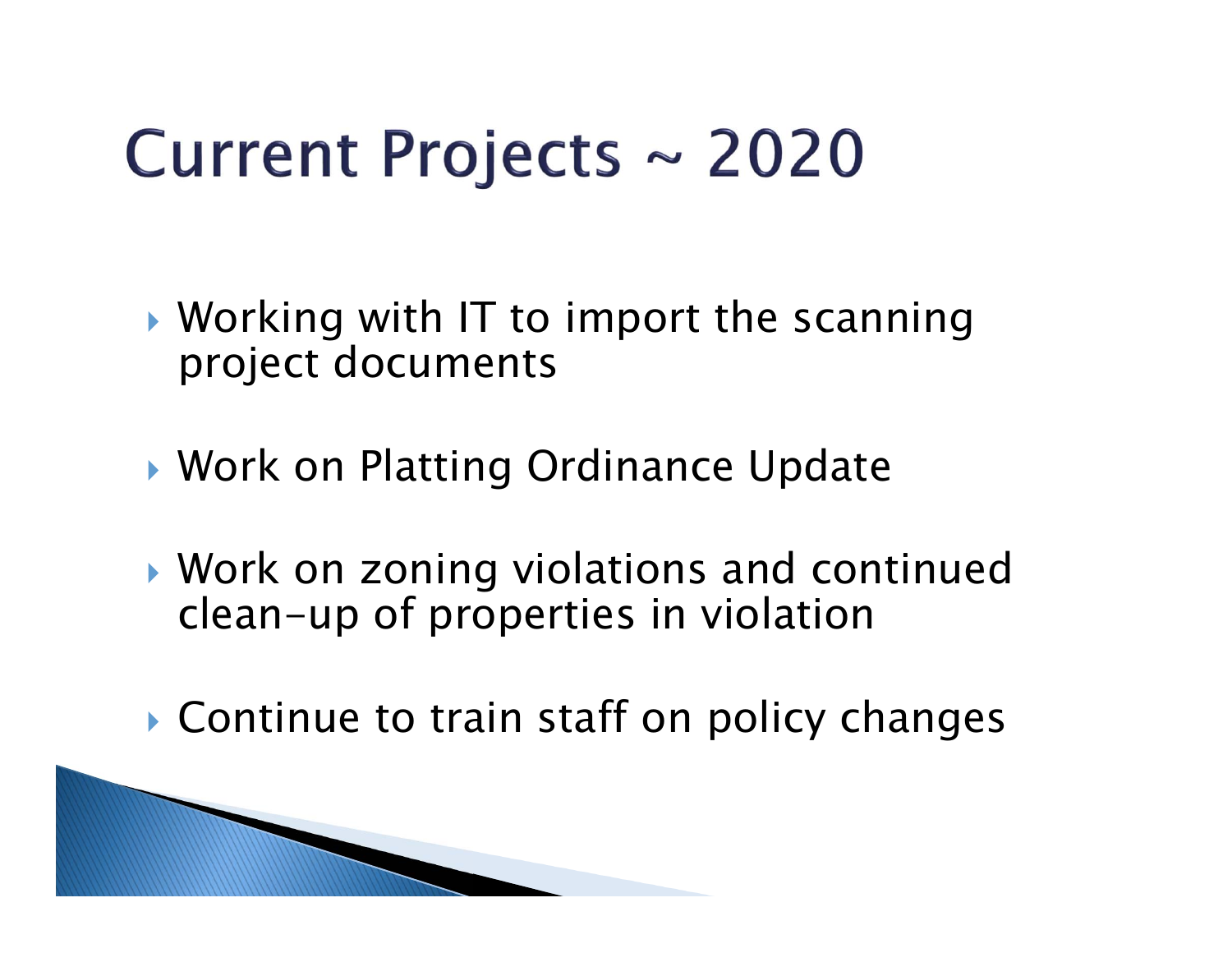# Current Projects ~ 2020

- Working with IT to import the scanning project documents
- Work on Platting Ordinance Update
- Work on zoning violations and continued clean-up of properties in violation
- Continue to train staff on policy changes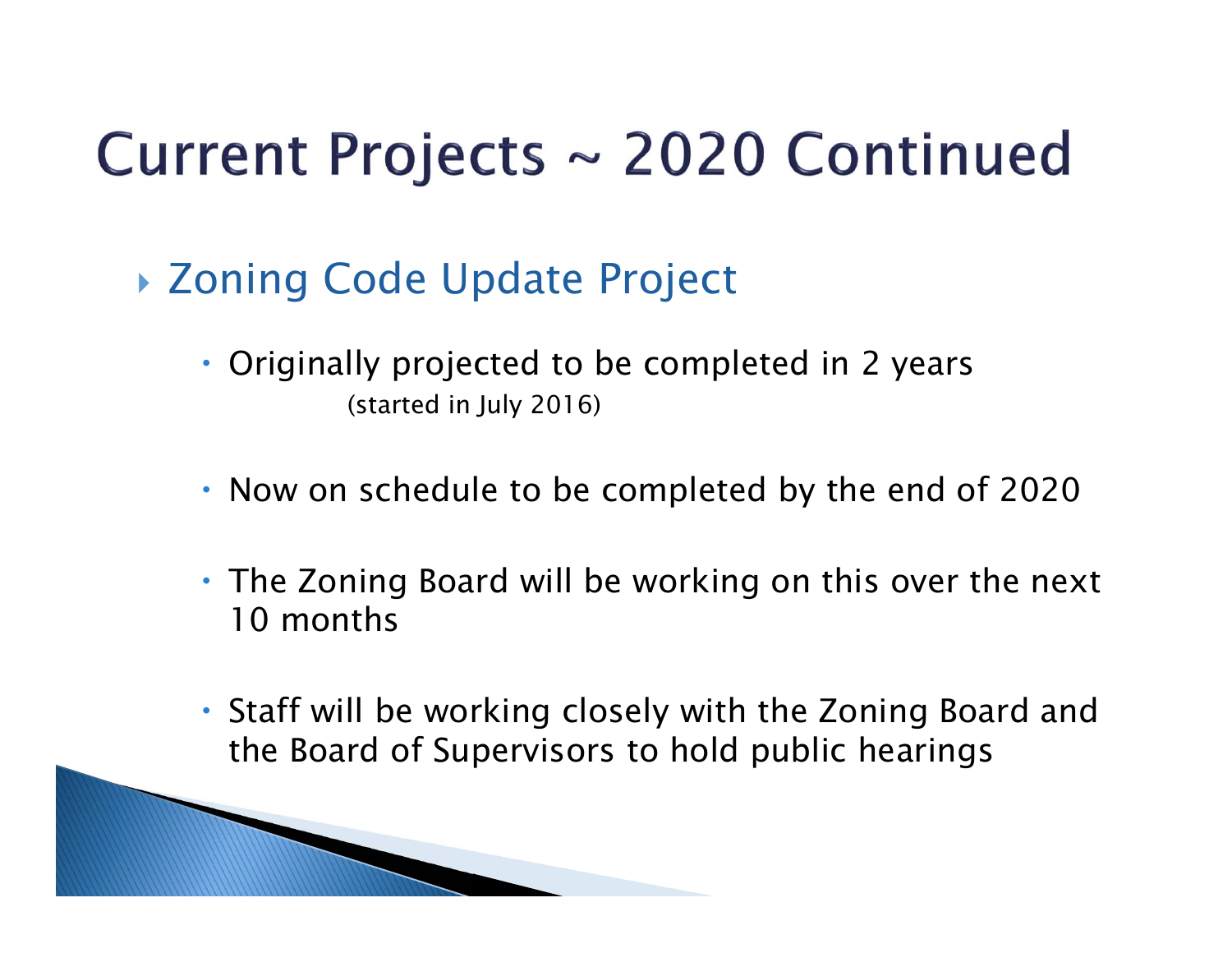# Current Projects ~ 2020 Continued

- Zoning Code Update Project
  - Originally projected to be completed in 2 years (started in July 2016)
  - Now on schedule to be completed by the end of 2020
  - The Zoning Board will be working on this over the next 10 months
  - Staff will be working closely with the Zoning Board and the Board of Supervisors to hold public hearings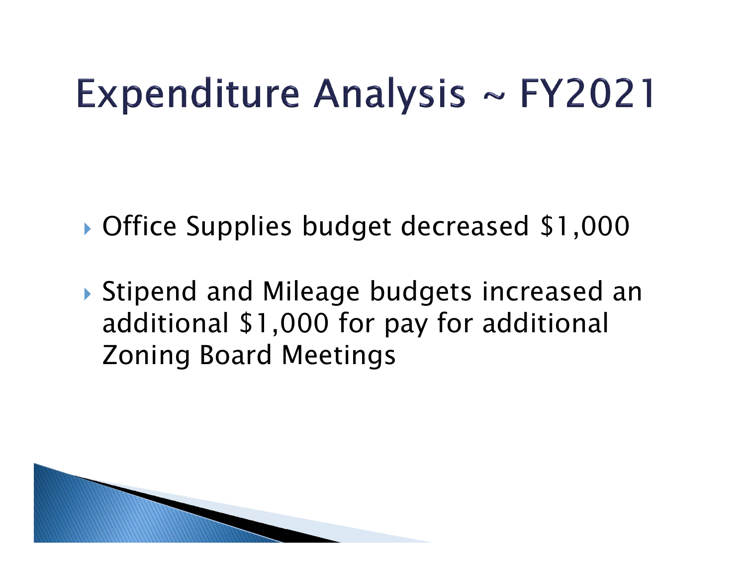# Expenditure Analysis ~ FY2021

- Office Supplies budget decreased $1,000
- Stipend and Mileage budgets increased an additional $1,000 for pay for additional Zoning Board Meetings